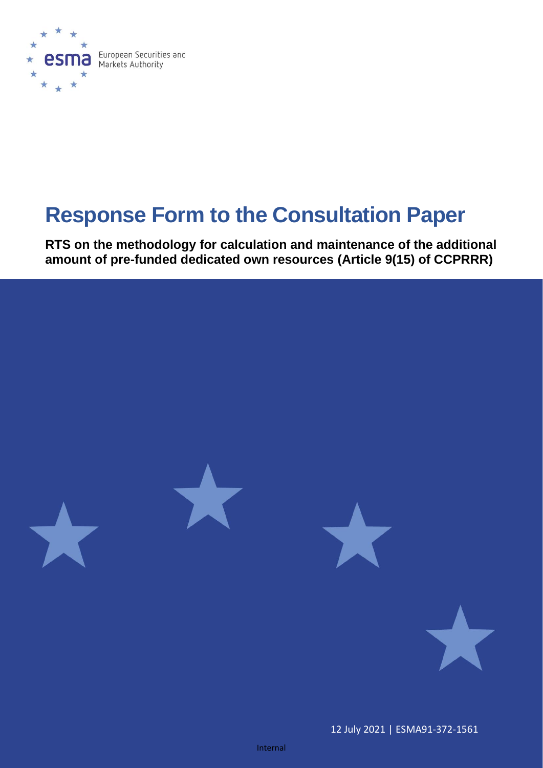European Securities and Markets Authority

# Response Form to the Consultation Paper

**RTS on the methodology for calculation and maintenance of the additional amount of pre-funded dedicated own resources (Article 9(15) of CCPRRR)**

12 July 2021 | ESMA91-372-1561

Internal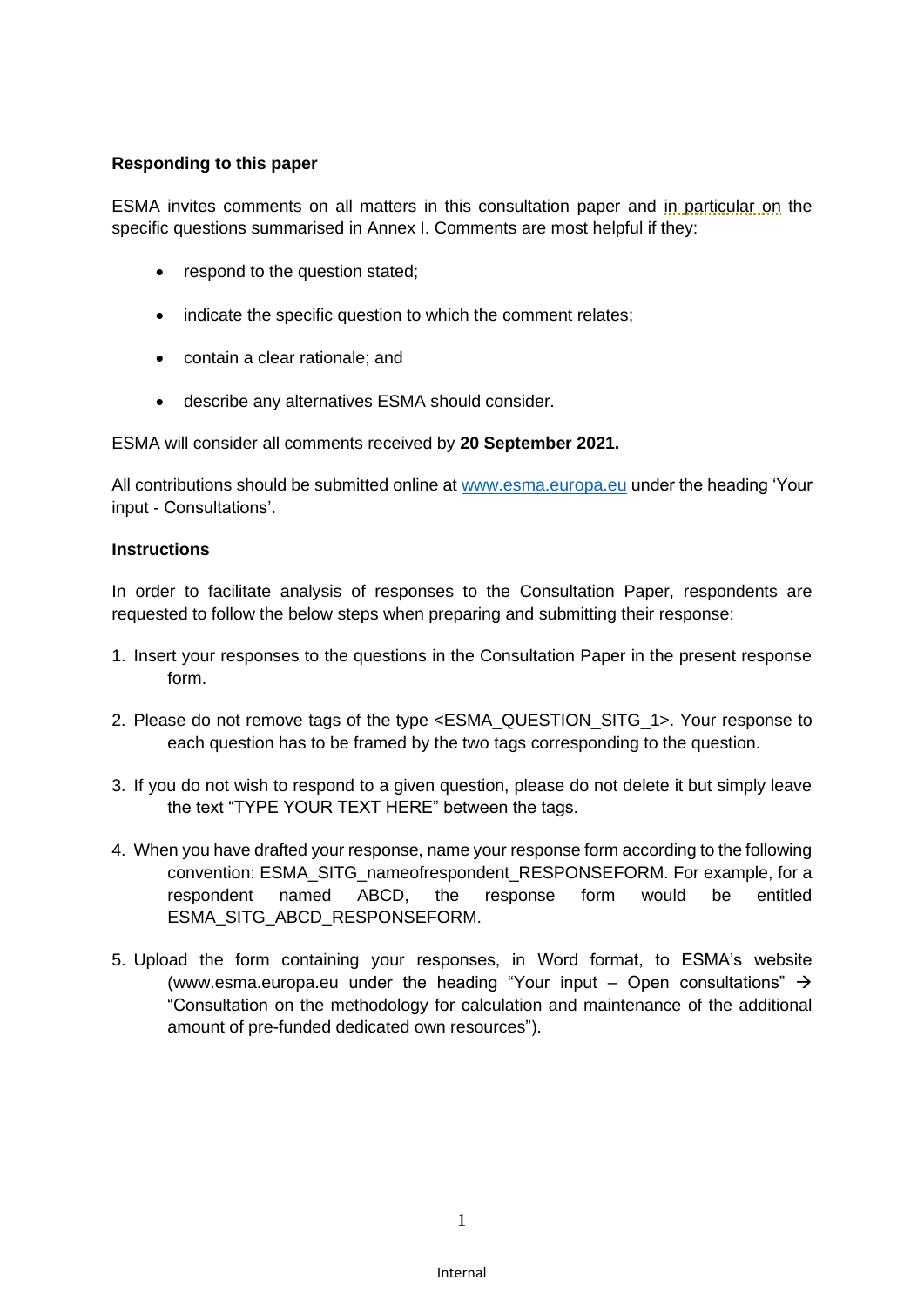**Responding to this paper**

ESMA invites comments on all matters in this consultation paper and in particular on the specific questions summarised in Annex I. Comments are most helpful if they:

- respond to the question stated;
- indicate the specific question to which the comment relates;
- contain a clear rationale; and
- describe any alternatives ESMA should consider.

ESMA will consider all comments received by **20 September 2021.**

All contributions should be submitted online at www.esma.europa.eu under the heading 'Your input - Consultations'.

**Instructions**

In order to facilitate analysis of responses to the Consultation Paper, respondents are requested to follow the below steps when preparing and submitting their response:

1. Insert your responses to the questions in the Consultation Paper in the present response form.
2. Please do not remove tags of the type <ESMA_QUESTION_SITG_1>. Your response to each question has to be framed by the two tags corresponding to the question.
3. If you do not wish to respond to a given question, please do not delete it but simply leave the text "TYPE YOUR TEXT HERE" between the tags.
4. When you have drafted your response, name your response form according to the following convention: ESMA_SITG_nameofrespondent_RESPONSEFORM. For example, for a respondent named ABCD, the response form would be entitled ESMA_SITG_ABCD_RESPONSEFORM.
5. Upload the form containing your responses, in Word format, to ESMA's website (www.esma.europa.eu under the heading "Your input – Open consultations" → "Consultation on the methodology for calculation and maintenance of the additional amount of pre-funded dedicated own resources").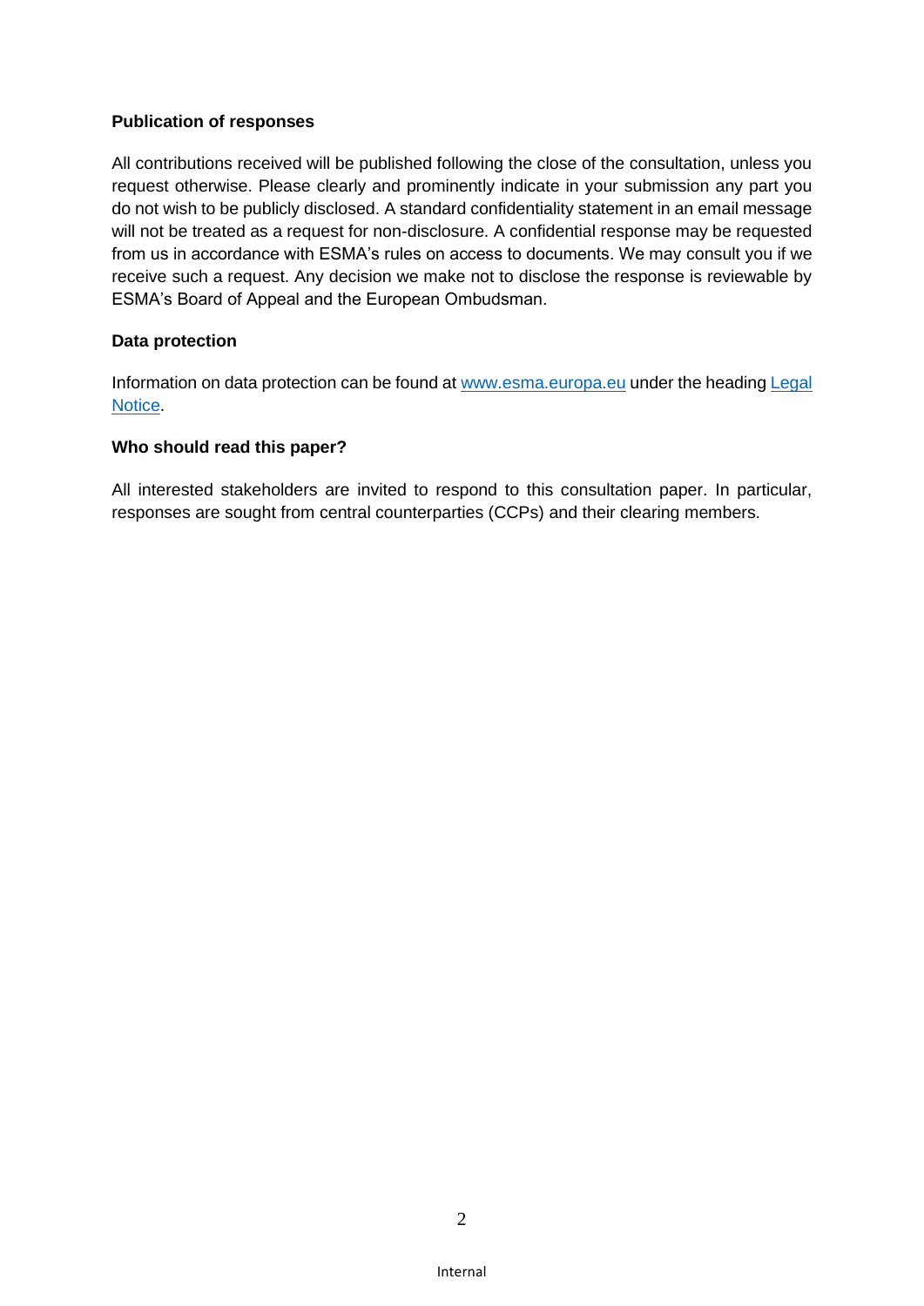**Publication of responses**

All contributions received will be published following the close of the consultation, unless you request otherwise. Please clearly and prominently indicate in your submission any part you do not wish to be publicly disclosed. A standard confidentiality statement in an email message will not be treated as a request for non-disclosure. A confidential response may be requested from us in accordance with ESMA's rules on access to documents. We may consult you if we receive such a request. Any decision we make not to disclose the response is reviewable by ESMA's Board of Appeal and the European Ombudsman.

**Data protection**

Information on data protection can be found at [www.esma.europa.eu](http://www.esma.europa.eu) under the heading [Legal Notice](http://www.esma.europa.eu/legal-notice).

**Who should read this paper?**

All interested stakeholders are invited to respond to this consultation paper. In particular, responses are sought from central counterparties (CCPs) and their clearing members.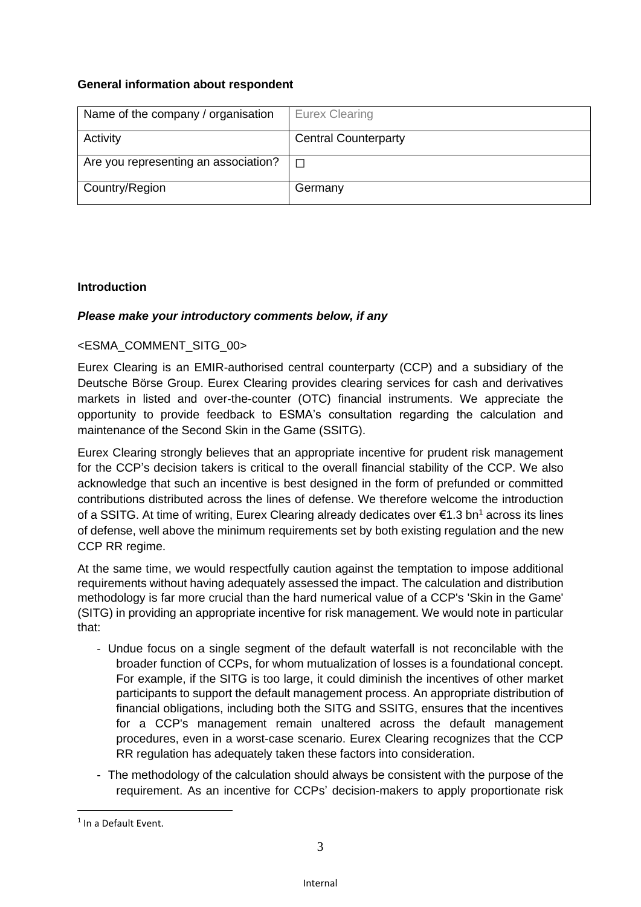**General information about respondent**

| Name of the company / organisation | Eurex Clearing |
| --- | --- |
| Activity | Central Counterparty |
| Are you representing an association? | ☐ |
| Country/Region | Germany |

**Introduction**

***Please make your introductory comments below, if any***

<ESMA_COMMENT_SITG_00>

Eurex Clearing is an EMIR-authorised central counterparty (CCP) and a subsidiary of the Deutsche Börse Group. Eurex Clearing provides clearing services for cash and derivatives markets in listed and over-the-counter (OTC) financial instruments. We appreciate the opportunity to provide feedback to ESMA's consultation regarding the calculation and maintenance of the Second Skin in the Game (SSITG).

Eurex Clearing strongly believes that an appropriate incentive for prudent risk management for the CCP's decision takers is critical to the overall financial stability of the CCP. We also acknowledge that such an incentive is best designed in the form of prefunded or committed contributions distributed across the lines of defense. We therefore welcome the introduction of a SSITG. At time of writing, Eurex Clearing already dedicates over €1.3 bn[1] across its lines of defense, well above the minimum requirements set by both existing regulation and the new CCP RR regime.

At the same time, we would respectfully caution against the temptation to impose additional requirements without having adequately assessed the impact. The calculation and distribution methodology is far more crucial than the hard numerical value of a CCP's 'Skin in the Game' (SITG) in providing an appropriate incentive for risk management. We would note in particular that:

- Undue focus on a single segment of the default waterfall is not reconcilable with the broader function of CCPs, for whom mutualization of losses is a foundational concept. For example, if the SITG is too large, it could diminish the incentives of other market participants to support the default management process. An appropriate distribution of financial obligations, including both the SITG and SSITG, ensures that the incentives for a CCP's management remain unaltered across the default management procedures, even in a worst-case scenario. Eurex Clearing recognizes that the CCP RR regulation has adequately taken these factors into consideration.
- The methodology of the calculation should always be consistent with the purpose of the requirement. As an incentive for CCPs' decision-makers to apply proportionate risk

[1] In a Default Event.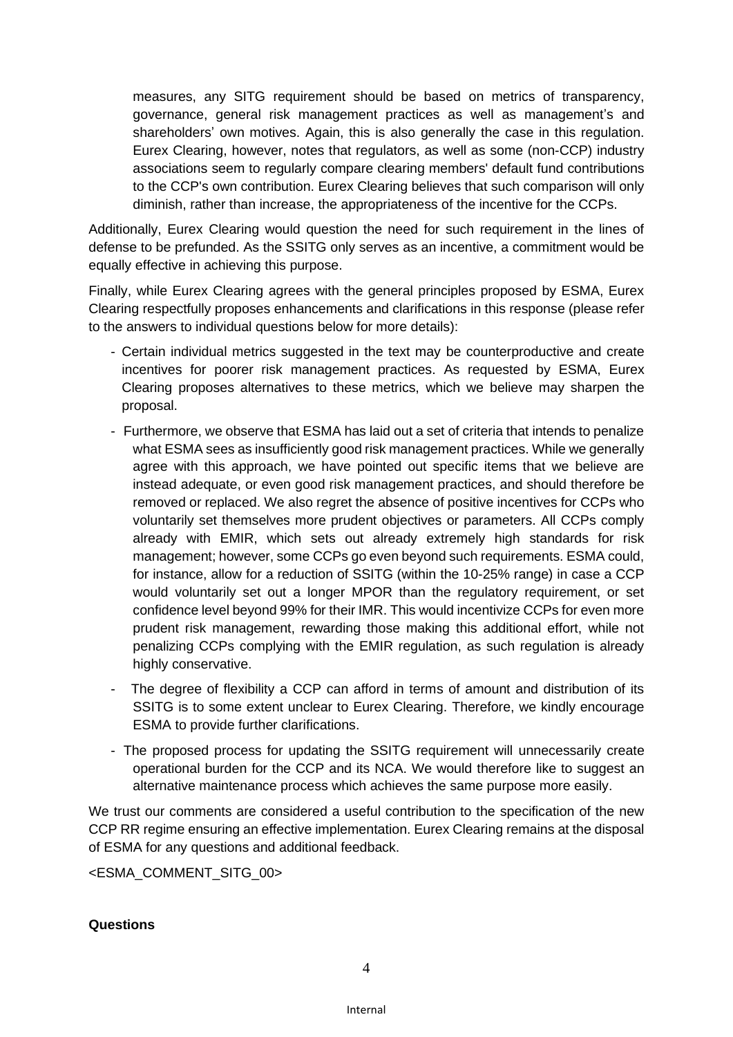measures, any SITG requirement should be based on metrics of transparency, governance, general risk management practices as well as management's and shareholders' own motives. Again, this is also generally the case in this regulation. Eurex Clearing, however, notes that regulators, as well as some (non-CCP) industry associations seem to regularly compare clearing members' default fund contributions to the CCP's own contribution. Eurex Clearing believes that such comparison will only diminish, rather than increase, the appropriateness of the incentive for the CCPs.

Additionally, Eurex Clearing would question the need for such requirement in the lines of defense to be prefunded. As the SSITG only serves as an incentive, a commitment would be equally effective in achieving this purpose.

Finally, while Eurex Clearing agrees with the general principles proposed by ESMA, Eurex Clearing respectfully proposes enhancements and clarifications in this response (please refer to the answers to individual questions below for more details):

- Certain individual metrics suggested in the text may be counterproductive and create incentives for poorer risk management practices. As requested by ESMA, Eurex Clearing proposes alternatives to these metrics, which we believe may sharpen the proposal.
- Furthermore, we observe that ESMA has laid out a set of criteria that intends to penalize what ESMA sees as insufficiently good risk management practices. While we generally agree with this approach, we have pointed out specific items that we believe are instead adequate, or even good risk management practices, and should therefore be removed or replaced. We also regret the absence of positive incentives for CCPs who voluntarily set themselves more prudent objectives or parameters. All CCPs comply already with EMIR, which sets out already extremely high standards for risk management; however, some CCPs go even beyond such requirements. ESMA could, for instance, allow for a reduction of SSITG (within the 10-25% range) in case a CCP would voluntarily set out a longer MPOR than the regulatory requirement, or set confidence level beyond 99% for their IMR. This would incentivize CCPs for even more prudent risk management, rewarding those making this additional effort, while not penalizing CCPs complying with the EMIR regulation, as such regulation is already highly conservative.
- The degree of flexibility a CCP can afford in terms of amount and distribution of its SSITG is to some extent unclear to Eurex Clearing. Therefore, we kindly encourage ESMA to provide further clarifications.
- The proposed process for updating the SSITG requirement will unnecessarily create operational burden for the CCP and its NCA. We would therefore like to suggest an alternative maintenance process which achieves the same purpose more easily.

We trust our comments are considered a useful contribution to the specification of the new CCP RR regime ensuring an effective implementation. Eurex Clearing remains at the disposal of ESMA for any questions and additional feedback.

<ESMA_COMMENT_SITG_00>

**Questions**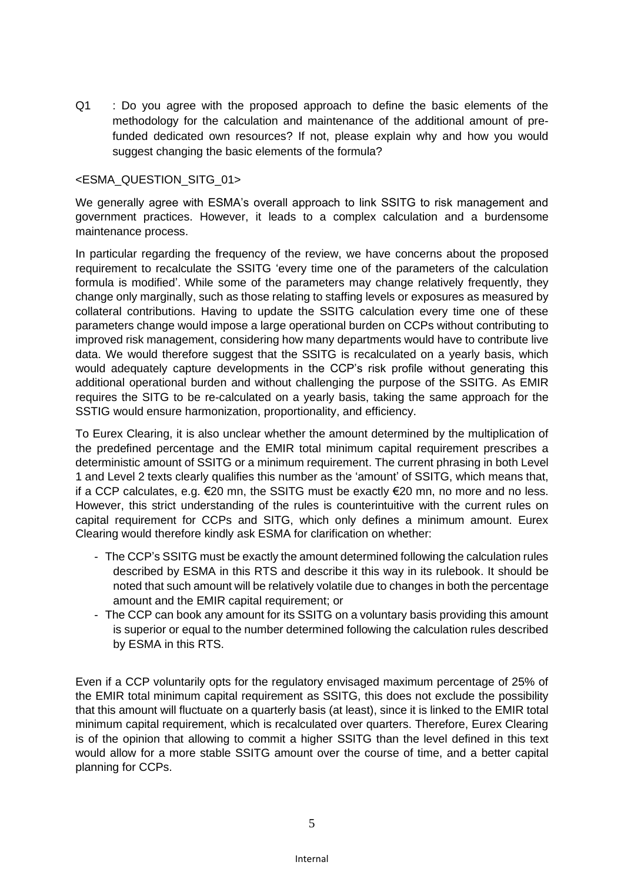Q1 : Do you agree with the proposed approach to define the basic elements of the methodology for the calculation and maintenance of the additional amount of pre-funded dedicated own resources? If not, please explain why and how you would suggest changing the basic elements of the formula?

<ESMA_QUESTION_SITG_01>

We generally agree with ESMA's overall approach to link SSITG to risk management and government practices. However, it leads to a complex calculation and a burdensome maintenance process.

In particular regarding the frequency of the review, we have concerns about the proposed requirement to recalculate the SSITG 'every time one of the parameters of the calculation formula is modified'. While some of the parameters may change relatively frequently, they change only marginally, such as those relating to staffing levels or exposures as measured by collateral contributions. Having to update the SSITG calculation every time one of these parameters change would impose a large operational burden on CCPs without contributing to improved risk management, considering how many departments would have to contribute live data. We would therefore suggest that the SSITG is recalculated on a yearly basis, which would adequately capture developments in the CCP's risk profile without generating this additional operational burden and without challenging the purpose of the SSITG. As EMIR requires the SITG to be re-calculated on a yearly basis, taking the same approach for the SSTIG would ensure harmonization, proportionality, and efficiency.

To Eurex Clearing, it is also unclear whether the amount determined by the multiplication of the predefined percentage and the EMIR total minimum capital requirement prescribes a deterministic amount of SSITG or a minimum requirement. The current phrasing in both Level 1 and Level 2 texts clearly qualifies this number as the 'amount' of SSITG, which means that, if a CCP calculates, e.g. €20 mn, the SSITG must be exactly €20 mn, no more and no less. However, this strict understanding of the rules is counterintuitive with the current rules on capital requirement for CCPs and SITG, which only defines a minimum amount. Eurex Clearing would therefore kindly ask ESMA for clarification on whether:

- The CCP's SSITG must be exactly the amount determined following the calculation rules described by ESMA in this RTS and describe it this way in its rulebook. It should be noted that such amount will be relatively volatile due to changes in both the percentage amount and the EMIR capital requirement; or
- The CCP can book any amount for its SSITG on a voluntary basis providing this amount is superior or equal to the number determined following the calculation rules described by ESMA in this RTS.

Even if a CCP voluntarily opts for the regulatory envisaged maximum percentage of 25% of the EMIR total minimum capital requirement as SSITG, this does not exclude the possibility that this amount will fluctuate on a quarterly basis (at least), since it is linked to the EMIR total minimum capital requirement, which is recalculated over quarters. Therefore, Eurex Clearing is of the opinion that allowing to commit a higher SSITG than the level defined in this text would allow for a more stable SSITG amount over the course of time, and a better capital planning for CCPs.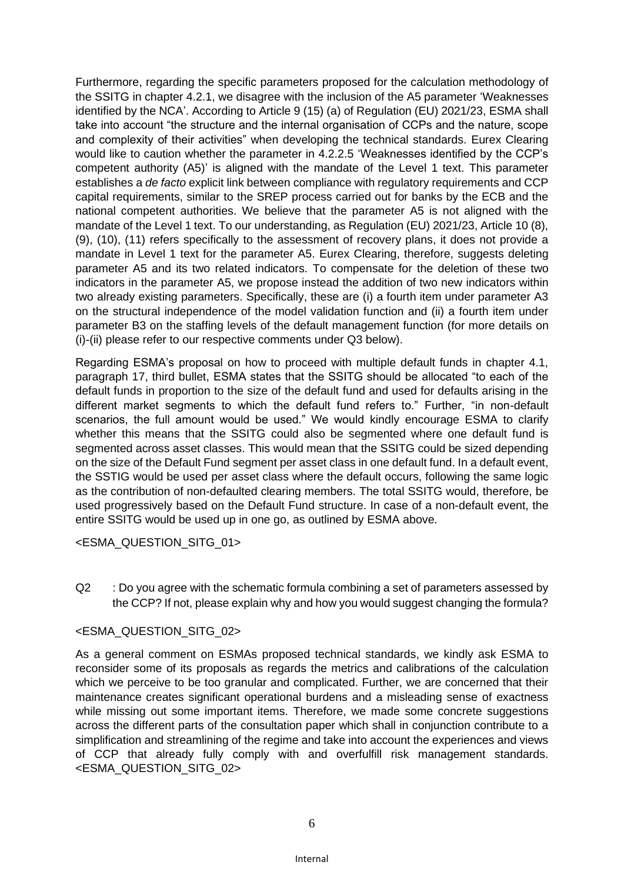Furthermore, regarding the specific parameters proposed for the calculation methodology of the SSITG in chapter 4.2.1, we disagree with the inclusion of the A5 parameter 'Weaknesses identified by the NCA'. According to Article 9 (15) (a) of Regulation (EU) 2021/23, ESMA shall take into account "the structure and the internal organisation of CCPs and the nature, scope and complexity of their activities" when developing the technical standards. Eurex Clearing would like to caution whether the parameter in 4.2.2.5 'Weaknesses identified by the CCP's competent authority (A5)' is aligned with the mandate of the Level 1 text. This parameter establishes a *de facto* explicit link between compliance with regulatory requirements and CCP capital requirements, similar to the SREP process carried out for banks by the ECB and the national competent authorities. We believe that the parameter A5 is not aligned with the mandate of the Level 1 text. To our understanding, as Regulation (EU) 2021/23, Article 10 (8), (9), (10), (11) refers specifically to the assessment of recovery plans, it does not provide a mandate in Level 1 text for the parameter A5. Eurex Clearing, therefore, suggests deleting parameter A5 and its two related indicators. To compensate for the deletion of these two indicators in the parameter A5, we propose instead the addition of two new indicators within two already existing parameters. Specifically, these are (i) a fourth item under parameter A3 on the structural independence of the model validation function and (ii) a fourth item under parameter B3 on the staffing levels of the default management function (for more details on (i)-(ii) please refer to our respective comments under Q3 below).

Regarding ESMA's proposal on how to proceed with multiple default funds in chapter 4.1, paragraph 17, third bullet, ESMA states that the SSITG should be allocated "to each of the default funds in proportion to the size of the default fund and used for defaults arising in the different market segments to which the default fund refers to." Further, "in non-default scenarios, the full amount would be used." We would kindly encourage ESMA to clarify whether this means that the SSITG could also be segmented where one default fund is segmented across asset classes. This would mean that the SSITG could be sized depending on the size of the Default Fund segment per asset class in one default fund. In a default event, the SSTIG would be used per asset class where the default occurs, following the same logic as the contribution of non-defaulted clearing members. The total SSITG would, therefore, be used progressively based on the Default Fund structure. In case of a non-default event, the entire SSITG would be used up in one go, as outlined by ESMA above.

<ESMA_QUESTION_SITG_01>

Q2 : Do you agree with the schematic formula combining a set of parameters assessed by the CCP? If not, please explain why and how you would suggest changing the formula?

<ESMA_QUESTION_SITG_02>

As a general comment on ESMAs proposed technical standards, we kindly ask ESMA to reconsider some of its proposals as regards the metrics and calibrations of the calculation which we perceive to be too granular and complicated. Further, we are concerned that their maintenance creates significant operational burdens and a misleading sense of exactness while missing out some important items. Therefore, we made some concrete suggestions across the different parts of the consultation paper which shall in conjunction contribute to a simplification and streamlining of the regime and take into account the experiences and views of CCP that already fully comply with and overfulfill risk management standards. <ESMA_QUESTION_SITG_02>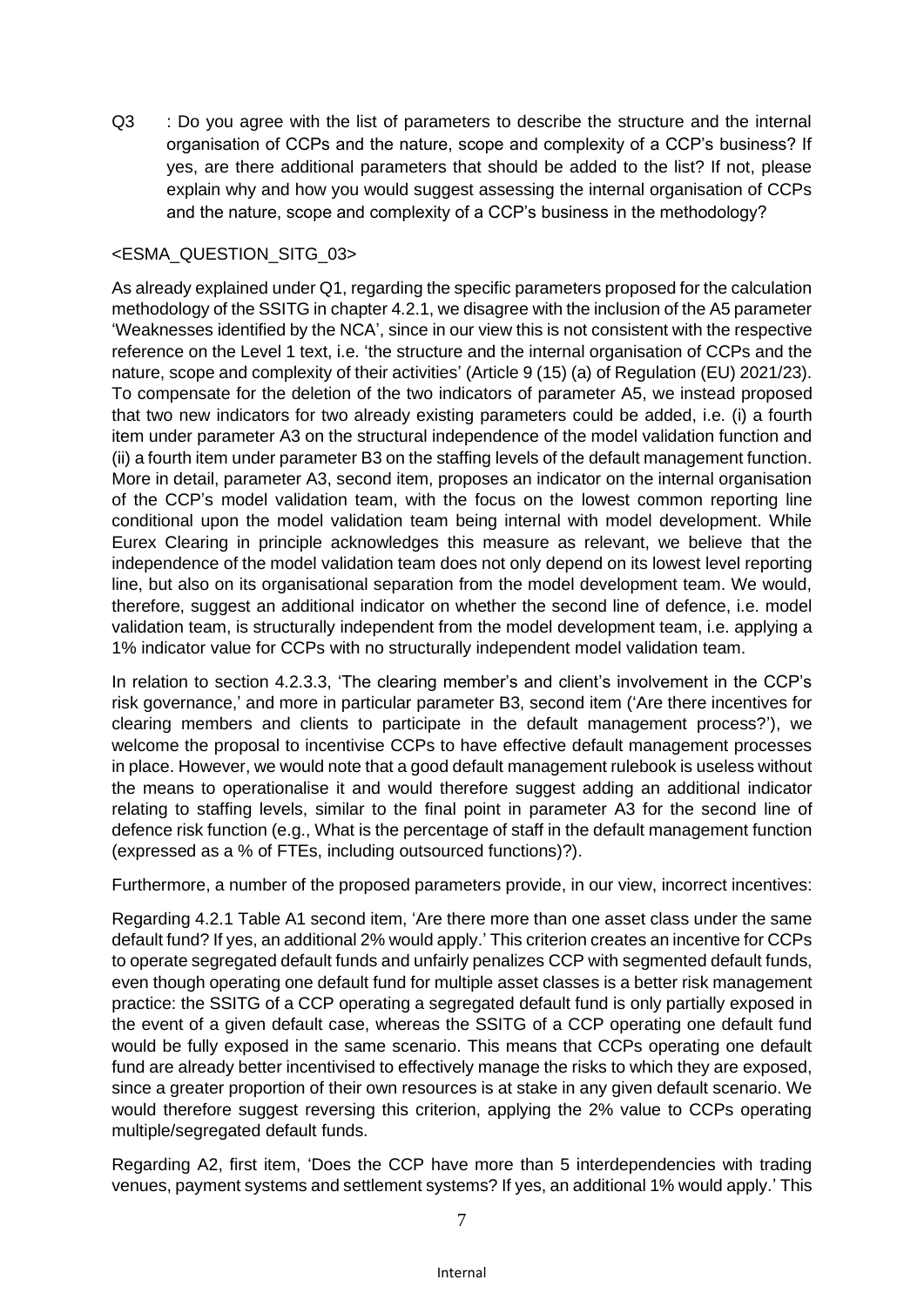Q3 : Do you agree with the list of parameters to describe the structure and the internal organisation of CCPs and the nature, scope and complexity of a CCP's business? If yes, are there additional parameters that should be added to the list? If not, please explain why and how you would suggest assessing the internal organisation of CCPs and the nature, scope and complexity of a CCP's business in the methodology?

<ESMA_QUESTION_SITG_03>

As already explained under Q1, regarding the specific parameters proposed for the calculation methodology of the SSITG in chapter 4.2.1, we disagree with the inclusion of the A5 parameter 'Weaknesses identified by the NCA', since in our view this is not consistent with the respective reference on the Level 1 text, i.e. 'the structure and the internal organisation of CCPs and the nature, scope and complexity of their activities' (Article 9 (15) (a) of Regulation (EU) 2021/23). To compensate for the deletion of the two indicators of parameter A5, we instead proposed that two new indicators for two already existing parameters could be added, i.e. (i) a fourth item under parameter A3 on the structural independence of the model validation function and (ii) a fourth item under parameter B3 on the staffing levels of the default management function. More in detail, parameter A3, second item, proposes an indicator on the internal organisation of the CCP's model validation team, with the focus on the lowest common reporting line conditional upon the model validation team being internal with model development. While Eurex Clearing in principle acknowledges this measure as relevant, we believe that the independence of the model validation team does not only depend on its lowest level reporting line, but also on its organisational separation from the model development team. We would, therefore, suggest an additional indicator on whether the second line of defence, i.e. model validation team, is structurally independent from the model development team, i.e. applying a 1% indicator value for CCPs with no structurally independent model validation team.

In relation to section 4.2.3.3, 'The clearing member's and client's involvement in the CCP's risk governance,' and more in particular parameter B3, second item ('Are there incentives for clearing members and clients to participate in the default management process?'), we welcome the proposal to incentivise CCPs to have effective default management processes in place. However, we would note that a good default management rulebook is useless without the means to operationalise it and would therefore suggest adding an additional indicator relating to staffing levels, similar to the final point in parameter A3 for the second line of defence risk function (e.g., What is the percentage of staff in the default management function (expressed as a % of FTEs, including outsourced functions)?).

Furthermore, a number of the proposed parameters provide, in our view, incorrect incentives:

Regarding 4.2.1 Table A1 second item, 'Are there more than one asset class under the same default fund? If yes, an additional 2% would apply.' This criterion creates an incentive for CCPs to operate segregated default funds and unfairly penalizes CCP with segmented default funds, even though operating one default fund for multiple asset classes is a better risk management practice: the SSITG of a CCP operating a segregated default fund is only partially exposed in the event of a given default case, whereas the SSITG of a CCP operating one default fund would be fully exposed in the same scenario. This means that CCPs operating one default fund are already better incentivised to effectively manage the risks to which they are exposed, since a greater proportion of their own resources is at stake in any given default scenario. We would therefore suggest reversing this criterion, applying the 2% value to CCPs operating multiple/segregated default funds.

Regarding A2, first item, 'Does the CCP have more than 5 interdependencies with trading venues, payment systems and settlement systems? If yes, an additional 1% would apply.' This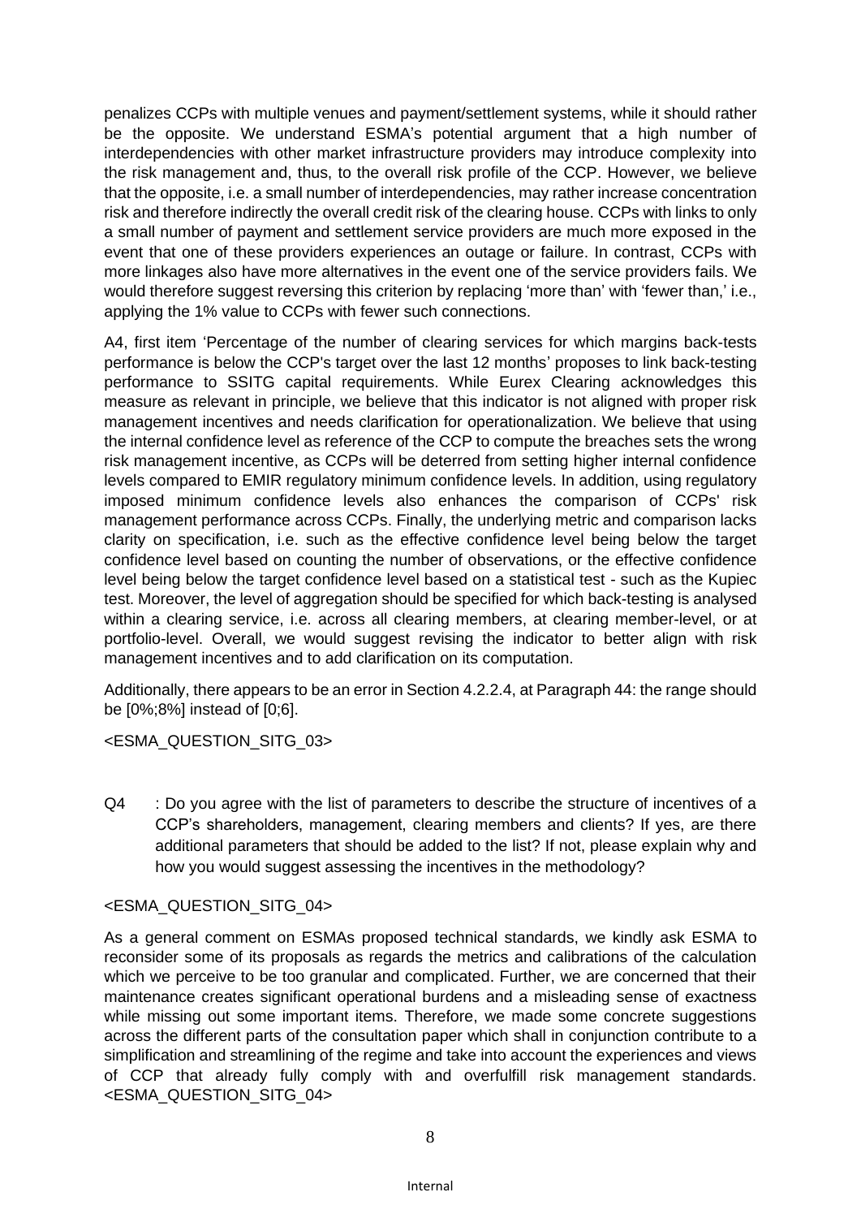penalizes CCPs with multiple venues and payment/settlement systems, while it should rather be the opposite. We understand ESMA's potential argument that a high number of interdependencies with other market infrastructure providers may introduce complexity into the risk management and, thus, to the overall risk profile of the CCP. However, we believe that the opposite, i.e. a small number of interdependencies, may rather increase concentration risk and therefore indirectly the overall credit risk of the clearing house. CCPs with links to only a small number of payment and settlement service providers are much more exposed in the event that one of these providers experiences an outage or failure. In contrast, CCPs with more linkages also have more alternatives in the event one of the service providers fails. We would therefore suggest reversing this criterion by replacing 'more than' with 'fewer than,' i.e., applying the 1% value to CCPs with fewer such connections.

A4, first item 'Percentage of the number of clearing services for which margins back-tests performance is below the CCP's target over the last 12 months' proposes to link back-testing performance to SSITG capital requirements. While Eurex Clearing acknowledges this measure as relevant in principle, we believe that this indicator is not aligned with proper risk management incentives and needs clarification for operationalization. We believe that using the internal confidence level as reference of the CCP to compute the breaches sets the wrong risk management incentive, as CCPs will be deterred from setting higher internal confidence levels compared to EMIR regulatory minimum confidence levels. In addition, using regulatory imposed minimum confidence levels also enhances the comparison of CCPs' risk management performance across CCPs. Finally, the underlying metric and comparison lacks clarity on specification, i.e. such as the effective confidence level being below the target confidence level based on counting the number of observations, or the effective confidence level being below the target confidence level based on a statistical test - such as the Kupiec test. Moreover, the level of aggregation should be specified for which back-testing is analysed within a clearing service, i.e. across all clearing members, at clearing member-level, or at portfolio-level. Overall, we would suggest revising the indicator to better align with risk management incentives and to add clarification on its computation.

Additionally, there appears to be an error in Section 4.2.2.4, at Paragraph 44: the range should be [0%;8%] instead of [0;6].

<ESMA_QUESTION_SITG_03>

Q4 : Do you agree with the list of parameters to describe the structure of incentives of a CCP's shareholders, management, clearing members and clients? If yes, are there additional parameters that should be added to the list? If not, please explain why and how you would suggest assessing the incentives in the methodology?

<ESMA_QUESTION_SITG_04>

As a general comment on ESMAs proposed technical standards, we kindly ask ESMA to reconsider some of its proposals as regards the metrics and calibrations of the calculation which we perceive to be too granular and complicated. Further, we are concerned that their maintenance creates significant operational burdens and a misleading sense of exactness while missing out some important items. Therefore, we made some concrete suggestions across the different parts of the consultation paper which shall in conjunction contribute to a simplification and streamlining of the regime and take into account the experiences and views of CCP that already fully comply with and overfulfill risk management standards. <ESMA_QUESTION_SITG_04>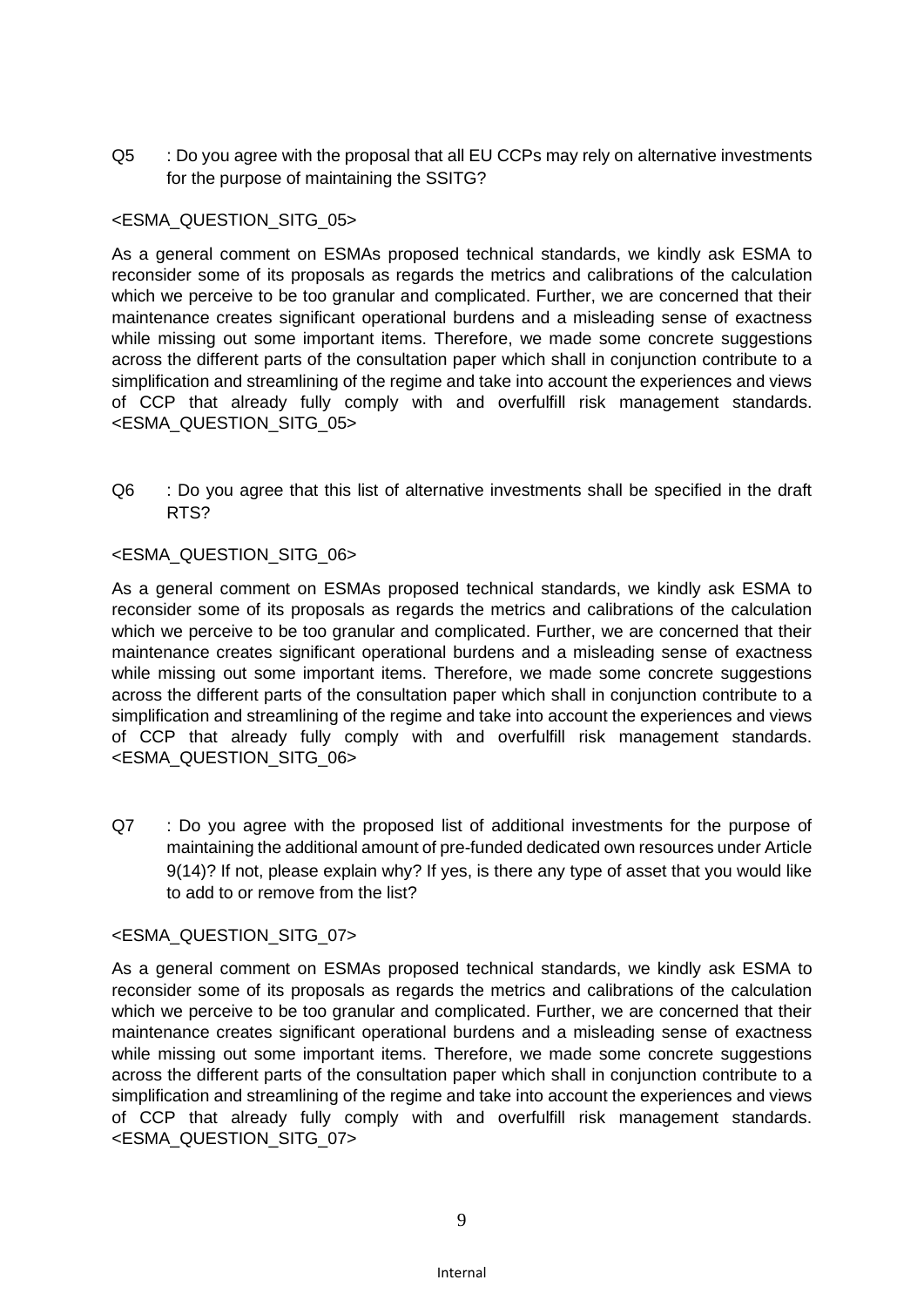Q5 : Do you agree with the proposal that all EU CCPs may rely on alternative investments for the purpose of maintaining the SSITG?

<ESMA_QUESTION_SITG_05>

As a general comment on ESMAs proposed technical standards, we kindly ask ESMA to reconsider some of its proposals as regards the metrics and calibrations of the calculation which we perceive to be too granular and complicated. Further, we are concerned that their maintenance creates significant operational burdens and a misleading sense of exactness while missing out some important items. Therefore, we made some concrete suggestions across the different parts of the consultation paper which shall in conjunction contribute to a simplification and streamlining of the regime and take into account the experiences and views of CCP that already fully comply with and overfulfill risk management standards. <ESMA_QUESTION_SITG_05>

Q6 : Do you agree that this list of alternative investments shall be specified in the draft RTS?

<ESMA_QUESTION_SITG_06>

As a general comment on ESMAs proposed technical standards, we kindly ask ESMA to reconsider some of its proposals as regards the metrics and calibrations of the calculation which we perceive to be too granular and complicated. Further, we are concerned that their maintenance creates significant operational burdens and a misleading sense of exactness while missing out some important items. Therefore, we made some concrete suggestions across the different parts of the consultation paper which shall in conjunction contribute to a simplification and streamlining of the regime and take into account the experiences and views of CCP that already fully comply with and overfulfill risk management standards. <ESMA_QUESTION_SITG_06>

Q7 : Do you agree with the proposed list of additional investments for the purpose of maintaining the additional amount of pre-funded dedicated own resources under Article 9(14)? If not, please explain why? If yes, is there any type of asset that you would like to add to or remove from the list?

<ESMA_QUESTION_SITG_07>

As a general comment on ESMAs proposed technical standards, we kindly ask ESMA to reconsider some of its proposals as regards the metrics and calibrations of the calculation which we perceive to be too granular and complicated. Further, we are concerned that their maintenance creates significant operational burdens and a misleading sense of exactness while missing out some important items. Therefore, we made some concrete suggestions across the different parts of the consultation paper which shall in conjunction contribute to a simplification and streamlining of the regime and take into account the experiences and views of CCP that already fully comply with and overfulfill risk management standards. <ESMA_QUESTION_SITG_07>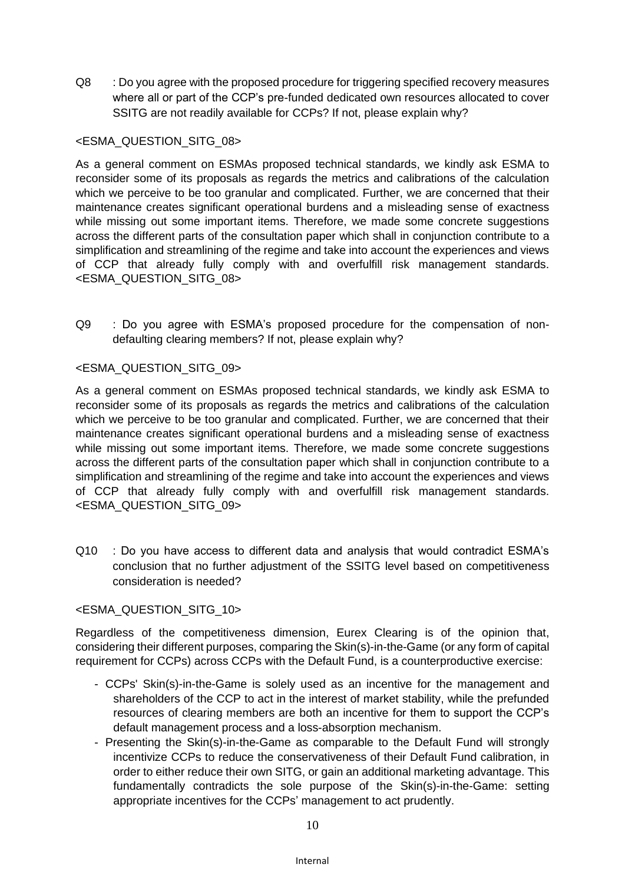Q8 : Do you agree with the proposed procedure for triggering specified recovery measures where all or part of the CCP's pre-funded dedicated own resources allocated to cover SSITG are not readily available for CCPs? If not, please explain why?

<ESMA_QUESTION_SITG_08>

As a general comment on ESMAs proposed technical standards, we kindly ask ESMA to reconsider some of its proposals as regards the metrics and calibrations of the calculation which we perceive to be too granular and complicated. Further, we are concerned that their maintenance creates significant operational burdens and a misleading sense of exactness while missing out some important items. Therefore, we made some concrete suggestions across the different parts of the consultation paper which shall in conjunction contribute to a simplification and streamlining of the regime and take into account the experiences and views of CCP that already fully comply with and overfulfill risk management standards. <ESMA_QUESTION_SITG_08>

Q9 : Do you agree with ESMA's proposed procedure for the compensation of non-defaulting clearing members? If not, please explain why?

<ESMA_QUESTION_SITG_09>

As a general comment on ESMAs proposed technical standards, we kindly ask ESMA to reconsider some of its proposals as regards the metrics and calibrations of the calculation which we perceive to be too granular and complicated. Further, we are concerned that their maintenance creates significant operational burdens and a misleading sense of exactness while missing out some important items. Therefore, we made some concrete suggestions across the different parts of the consultation paper which shall in conjunction contribute to a simplification and streamlining of the regime and take into account the experiences and views of CCP that already fully comply with and overfulfill risk management standards. <ESMA_QUESTION_SITG_09>

Q10 : Do you have access to different data and analysis that would contradict ESMA's conclusion that no further adjustment of the SSITG level based on competitiveness consideration is needed?

<ESMA_QUESTION_SITG_10>

Regardless of the competitiveness dimension, Eurex Clearing is of the opinion that, considering their different purposes, comparing the Skin(s)-in-the-Game (or any form of capital requirement for CCPs) across CCPs with the Default Fund, is a counterproductive exercise:

- CCPs' Skin(s)-in-the-Game is solely used as an incentive for the management and shareholders of the CCP to act in the interest of market stability, while the prefunded resources of clearing members are both an incentive for them to support the CCP's default management process and a loss-absorption mechanism.
- Presenting the Skin(s)-in-the-Game as comparable to the Default Fund will strongly incentivize CCPs to reduce the conservativeness of their Default Fund calibration, in order to either reduce their own SITG, or gain an additional marketing advantage. This fundamentally contradicts the sole purpose of the Skin(s)-in-the-Game: setting appropriate incentives for the CCPs' management to act prudently.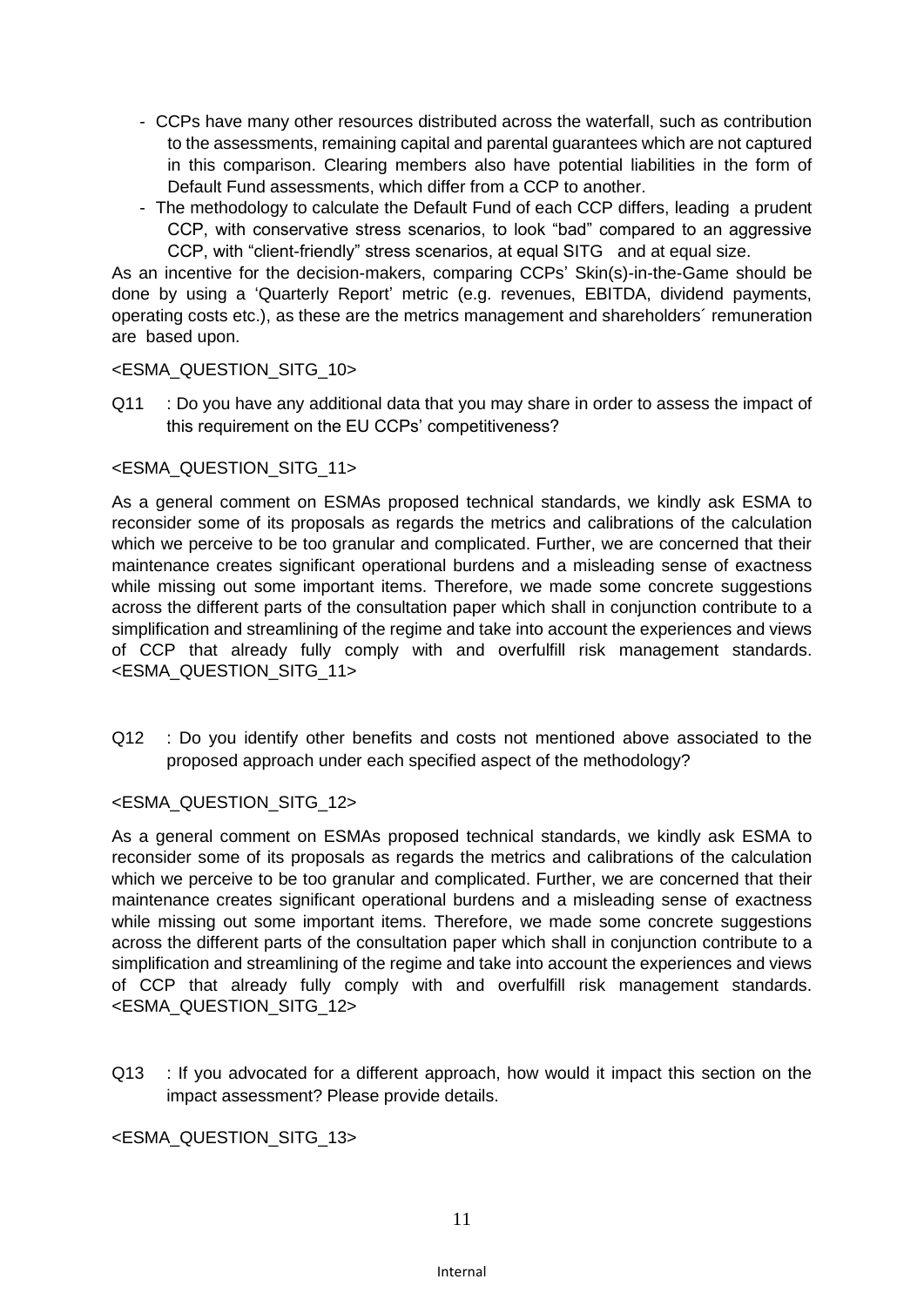- CCPs have many other resources distributed across the waterfall, such as contribution to the assessments, remaining capital and parental guarantees which are not captured in this comparison. Clearing members also have potential liabilities in the form of Default Fund assessments, which differ from a CCP to another.
- The methodology to calculate the Default Fund of each CCP differs, leading a prudent CCP, with conservative stress scenarios, to look "bad" compared to an aggressive CCP, with "client-friendly" stress scenarios, at equal SITG and at equal size.

As an incentive for the decision-makers, comparing CCPs' Skin(s)-in-the-Game should be done by using a 'Quarterly Report' metric (e.g. revenues, EBITDA, dividend payments, operating costs etc.), as these are the metrics management and shareholders´ remuneration are based upon.

<ESMA_QUESTION_SITG_10>

Q11 : Do you have any additional data that you may share in order to assess the impact of this requirement on the EU CCPs' competitiveness?

<ESMA_QUESTION_SITG_11>

As a general comment on ESMAs proposed technical standards, we kindly ask ESMA to reconsider some of its proposals as regards the metrics and calibrations of the calculation which we perceive to be too granular and complicated. Further, we are concerned that their maintenance creates significant operational burdens and a misleading sense of exactness while missing out some important items. Therefore, we made some concrete suggestions across the different parts of the consultation paper which shall in conjunction contribute to a simplification and streamlining of the regime and take into account the experiences and views of CCP that already fully comply with and overfulfill risk management standards. <ESMA_QUESTION_SITG_11>

Q12 : Do you identify other benefits and costs not mentioned above associated to the proposed approach under each specified aspect of the methodology?

<ESMA_QUESTION_SITG_12>

As a general comment on ESMAs proposed technical standards, we kindly ask ESMA to reconsider some of its proposals as regards the metrics and calibrations of the calculation which we perceive to be too granular and complicated. Further, we are concerned that their maintenance creates significant operational burdens and a misleading sense of exactness while missing out some important items. Therefore, we made some concrete suggestions across the different parts of the consultation paper which shall in conjunction contribute to a simplification and streamlining of the regime and take into account the experiences and views of CCP that already fully comply with and overfulfill risk management standards. <ESMA_QUESTION_SITG_12>

Q13 : If you advocated for a different approach, how would it impact this section on the impact assessment? Please provide details.

<ESMA_QUESTION_SITG_13>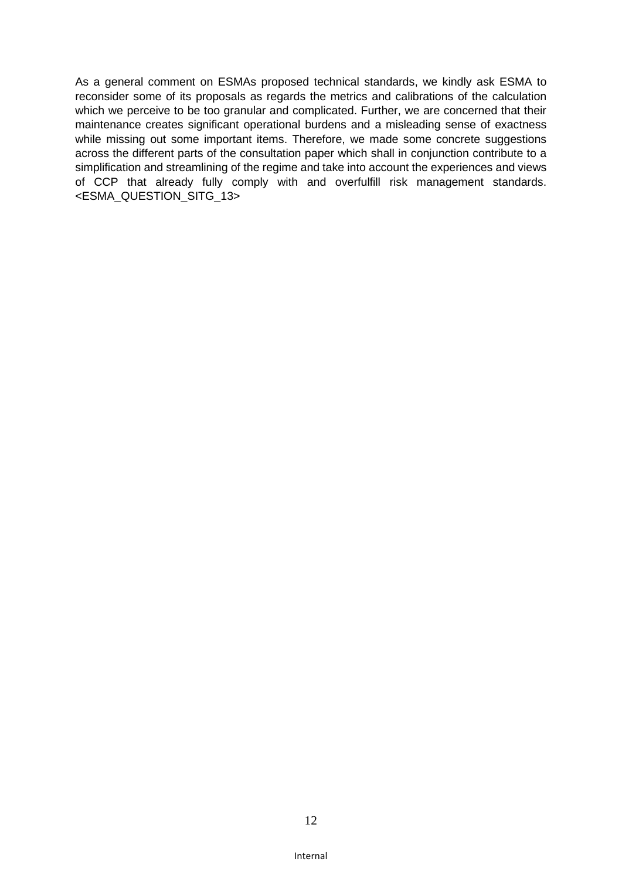As a general comment on ESMAs proposed technical standards, we kindly ask ESMA to reconsider some of its proposals as regards the metrics and calibrations of the calculation which we perceive to be too granular and complicated. Further, we are concerned that their maintenance creates significant operational burdens and a misleading sense of exactness while missing out some important items. Therefore, we made some concrete suggestions across the different parts of the consultation paper which shall in conjunction contribute to a simplification and streamlining of the regime and take into account the experiences and views of CCP that already fully comply with and overfulfill risk management standards. <ESMA_QUESTION_SITG_13>